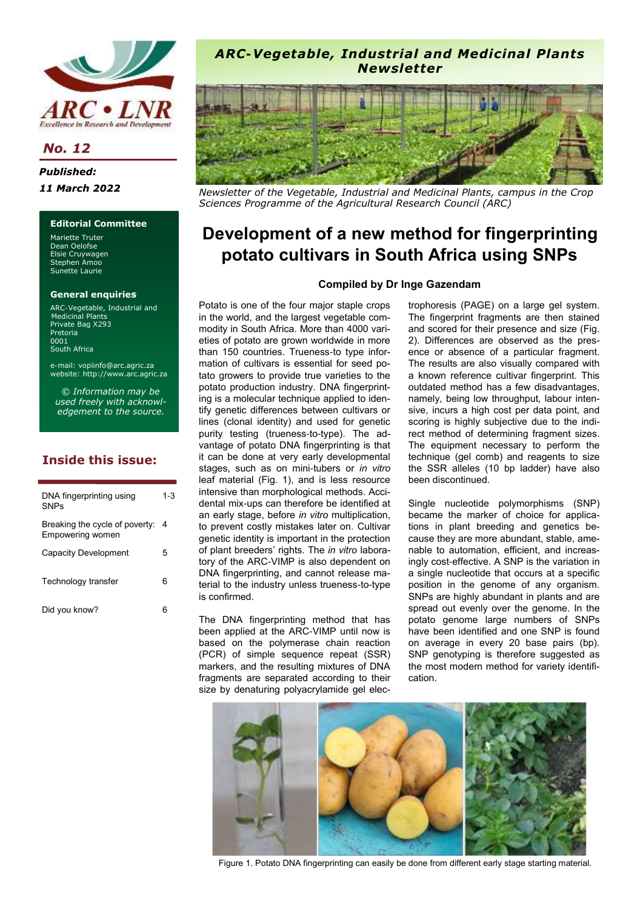ARC • LNR

*Excellence in Research and Development*

## No. 12

***Published:***

***11 March 2022***

### Editorial Committee

Mariette Truter
Dean Oelofse
Elsie Cruywagen
Stephen Amoo
Sunette Laurie

### General enquiries

ARC-Vegetable, Industrial and Medicinal Plants
Private Bag X293
Pretoria
0001
South Africa

e-mail: vopiinfo@arc.agric.za
website: http://www.arc.agric.za

*© Information may be used freely with acknowledgement to the source.*

## Inside this issue:

| | |
|---|---|
| DNA fingerprinting using SNPs | 1-3 |
| Breaking the cycle of poverty: Empowering women | 4 |
| Capacity Development | 5 |
| Technology transfer | 6 |
| Did you know? | 6 |

***ARC-Vegetable, Industrial and Medicinal Plants Newsletter***

*Newsletter of the Vegetable, Industrial and Medicinal Plants, campus in the Crop Sciences Programme of the Agricultural Research Council (ARC)*

# Development of a new method for fingerprinting potato cultivars in South Africa using SNPs

**Compiled by Dr Inge Gazendam**

Potato is one of the four major staple crops in the world, and the largest vegetable commodity in South Africa. More than 4000 varieties of potato are grown worldwide in more than 150 countries. Trueness-to type information of cultivars is essential for seed potato growers to provide true varieties to the potato production industry. DNA fingerprinting is a molecular technique applied to identify genetic differences between cultivars or lines (clonal identity) and used for genetic purity testing (trueness-to-type). The advantage of potato DNA fingerprinting is that it can be done at very early developmental stages, such as on mini-tubers or *in vitro* leaf material (Fig. 1), and is less resource intensive than morphological methods. Accidental mix-ups can therefore be identified at an early stage, before *in vitro* multiplication, to prevent costly mistakes later on. Cultivar genetic identity is important in the protection of plant breeders' rights. The *in vitro* laboratory of the ARC-VIMP is also dependent on DNA fingerprinting, and cannot release material to the industry unless trueness-to-type is confirmed.

The DNA fingerprinting method that has been applied at the ARC-VIMP until now is based on the polymerase chain reaction (PCR) of simple sequence repeat (SSR) markers, and the resulting mixtures of DNA fragments are separated according to their size by denaturing polyacrylamide gel electrophoresis (PAGE) on a large gel system. The fingerprint fragments are then stained and scored for their presence and size (Fig. 2). Differences are observed as the presence or absence of a particular fragment. The results are also visually compared with a known reference cultivar fingerprint. This outdated method has a few disadvantages, namely, being low throughput, labour intensive, incurs a high cost per data point, and scoring is highly subjective due to the indirect method of determining fragment sizes. The equipment necessary to perform the technique (gel comb) and reagents to size the SSR alleles (10 bp ladder) have also been discontinued.

Single nucleotide polymorphisms (SNP) became the marker of choice for applications in plant breeding and genetics because they are more abundant, stable, amenable to automation, efficient, and increasingly cost-effective. A SNP is the variation in a single nucleotide that occurs at a specific position in the genome of any organism. SNPs are highly abundant in plants and are spread out evenly over the genome. In the potato genome large numbers of SNPs have been identified and one SNP is found on average in every 20 base pairs (bp). SNP genotyping is therefore suggested as the most modern method for variety identification.

Figure 1. Potato DNA fingerprinting can easily be done from different early stage starting material.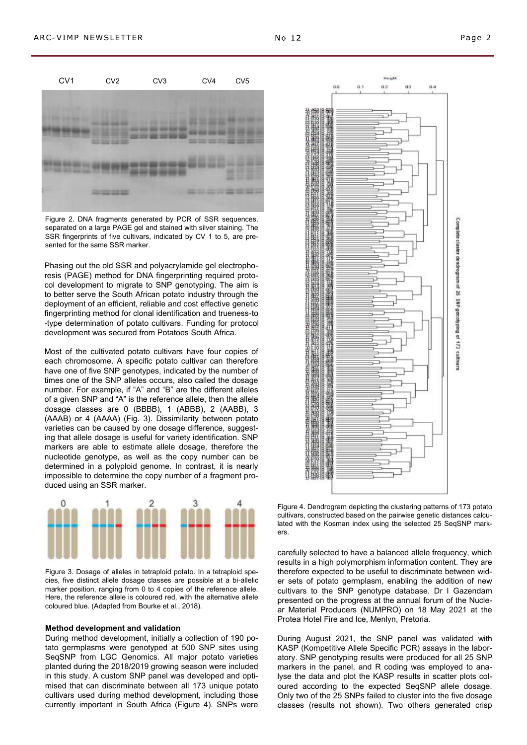Figure 2. DNA fragments generated by PCR of SSR sequences, separated on a large PAGE gel and stained with silver staining. The SSR fingerprints of five cultivars, indicated by CV 1 to 5, are presented for the same SSR marker.

Phasing out the old SSR and polyacrylamide gel electrophoresis (PAGE) method for DNA fingerprinting required protocol development to migrate to SNP genotyping. The aim is to better serve the South African potato industry through the deployment of an efficient, reliable and cost effective genetic fingerprinting method for clonal identification and trueness-to-type determination of potato cultivars. Funding for protocol development was secured from Potatoes South Africa.

Most of the cultivated potato cultivars have four copies of each chromosome. A specific potato cultivar can therefore have one of five SNP genotypes, indicated by the number of times one of the SNP alleles occurs, also called the dosage number. For example, if "A" and "B" are the different alleles of a given SNP and "A" is the reference allele, then the allele dosage classes are 0 (BBBB), 1 (ABBB), 2 (AABB), 3 (AAAB) or 4 (AAAA) (Fig. 3). Dissimilarity between potato varieties can be caused by one dosage difference, suggesting that allele dosage is useful for variety identification. SNP markers are able to estimate allele dosage, therefore the nucleotide genotype, as well as the copy number can be determined in a polyploid genome. In contrast, it is nearly impossible to determine the copy number of a fragment produced using an SSR marker.

Figure 3. Dosage of alleles in tetraploid potato. In a tetraploid species, five distinct allele dosage classes are possible at a bi-allelic marker position, ranging from 0 to 4 copies of the reference allele. Here, the reference allele is coloured red, with the alternative allele coloured blue. (Adapted from Bourke et al., 2018).

**Method development and validation**

During method development, initially a collection of 190 potato germplasms were genotyped at 500 SNP sites using SeqSNP from LGC Genomics. All major potato varieties planted during the 2018/2019 growing season were included in this study. A custom SNP panel was developed and optimised that can discriminate between all 173 unique potato cultivars used during method development, including those currently important in South Africa (Figure 4). SNPs were carefully selected to have a balanced allele frequency, which results in a high polymorphism information content. They are therefore expected to be useful to discriminate between wider sets of potato germplasm, enabling the addition of new cultivars to the SNP genotype database. Dr I Gazendam presented on the progress at the annual forum of the Nuclear Material Producers (NUMPRO) on 18 May 2021 at the Protea Hotel Fire and Ice, Menlyn, Pretoria.

Figure 4. Dendrogram depicting the clustering patterns of 173 potato cultivars, constructed based on the pairwise genetic distances calculated with the Kosman index using the selected 25 SeqSNP markers.

During August 2021, the SNP panel was validated with KASP (Kompetitive Allele Specific PCR) assays in the laboratory. SNP genotyping results were produced for all 25 SNP markers in the panel, and R coding was employed to analyse the data and plot the KASP results in scatter plots coloured according to the expected SeqSNP allele dosage. Only two of the 25 SNPs failed to cluster into the five dosage classes (results not shown). Two others generated crisp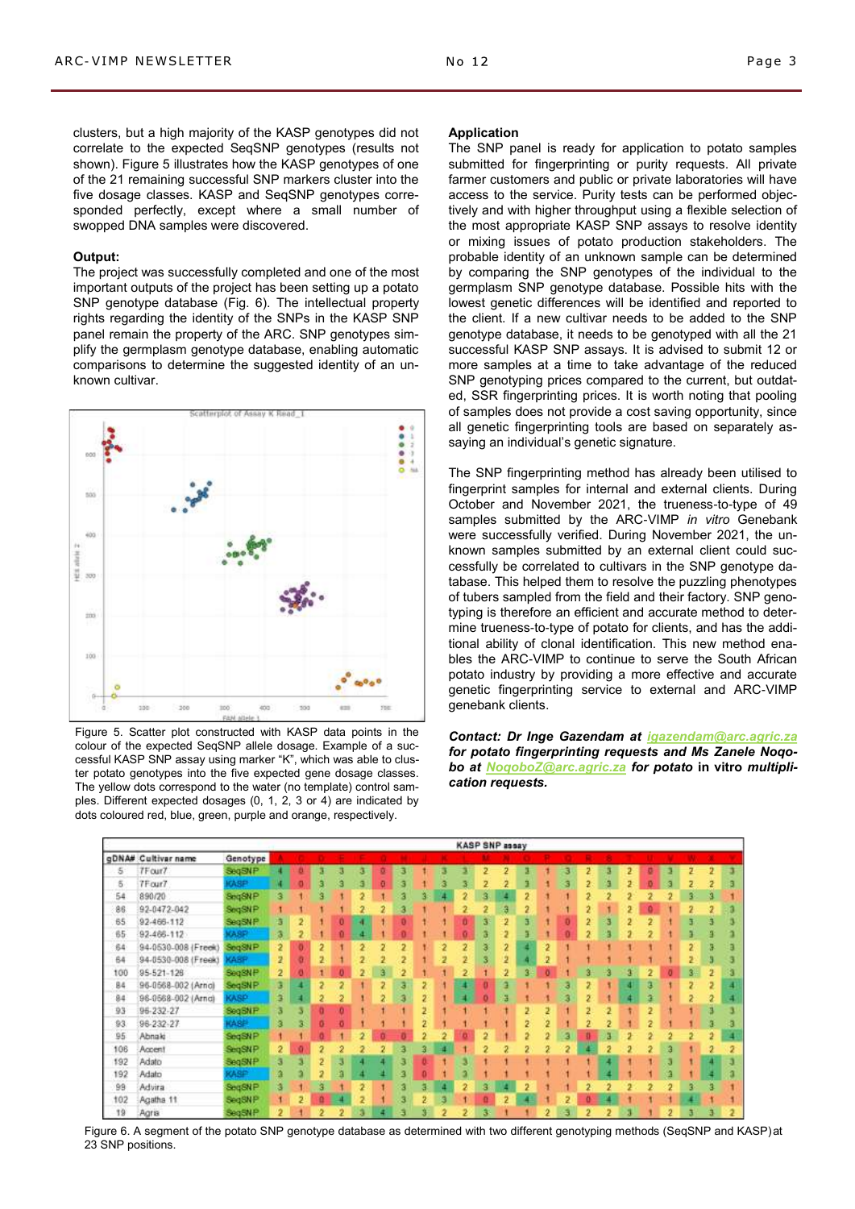clusters, but a high majority of the KASP genotypes did not correlate to the expected SeqSNP genotypes (results not shown). Figure 5 illustrates how the KASP genotypes of one of the 21 remaining successful SNP markers cluster into the five dosage classes. KASP and SeqSNP genotypes corresponded perfectly, except where a small number of swopped DNA samples were discovered.

**Output:**

The project was successfully completed and one of the most important outputs of the project has been setting up a potato SNP genotype database (Fig. 6). The intellectual property rights regarding the identity of the SNPs in the KASP SNP panel remain the property of the ARC. SNP genotypes simplify the germplasm genotype database, enabling automatic comparisons to determine the suggested identity of an unknown cultivar.

Figure 5. Scatter plot constructed with KASP data points in the colour of the expected SeqSNP allele dosage. Example of a successful KASP SNP assay using marker "K", which was able to cluster potato genotypes into the five expected gene dosage classes. The yellow dots correspond to the water (no template) control samples. Different expected dosages (0, 1, 2, 3 or 4) are indicated by dots coloured red, blue, green, purple and orange, respectively.

**Application**

The SNP panel is ready for application to potato samples submitted for fingerprinting or purity requests. All private farmer customers and public or private laboratories will have access to the service. Purity tests can be performed objectively and with higher throughput using a flexible selection of the most appropriate KASP SNP assays to resolve identity or mixing issues of potato production stakeholders. The probable identity of an unknown sample can be determined by comparing the SNP genotypes of the individual to the germplasm SNP genotype database. Possible hits with the lowest genetic differences will be identified and reported to the client. If a new cultivar needs to be added to the SNP genotype database, it needs to be genotyped with all the 21 successful KASP SNP assays. It is advised to submit 12 or more samples at a time to take advantage of the reduced SNP genotyping prices compared to the current, but outdated, SSR fingerprinting prices. It is worth noting that pooling of samples does not provide a cost saving opportunity, since all genetic fingerprinting tools are based on separately assaying an individual's genetic signature.

The SNP fingerprinting method has already been utilised to fingerprint samples for internal and external clients. During October and November 2021, the trueness-to-type of 49 samples submitted by the ARC-VIMP *in vitro* Genebank were successfully verified. During November 2021, the unknown samples submitted by an external client could successfully be correlated to cultivars in the SNP genotype database. This helped them to resolve the puzzling phenotypes of tubers sampled from the field and their factory. SNP genotyping is therefore an efficient and accurate method to determine trueness-to-type of potato for clients, and has the additional ability of clonal identification. This new method enables the ARC-VIMP to continue to serve the South African potato industry by providing a more effective and accurate genetic fingerprinting service to external and ARC-VIMP genebank clients.

***Contact: Dr Inge Gazendam at igazendam@arc.agric.za for potato fingerprinting requests and Ms Zanele Noqoboq at NoqoboZ@arc.agric.za for potato* in vitro *multiplication requests.***

Figure 6. A segment of the potato SNP genotype database as determined with two different genotyping methods (SeqSNP and KASP) at 23 SNP positions.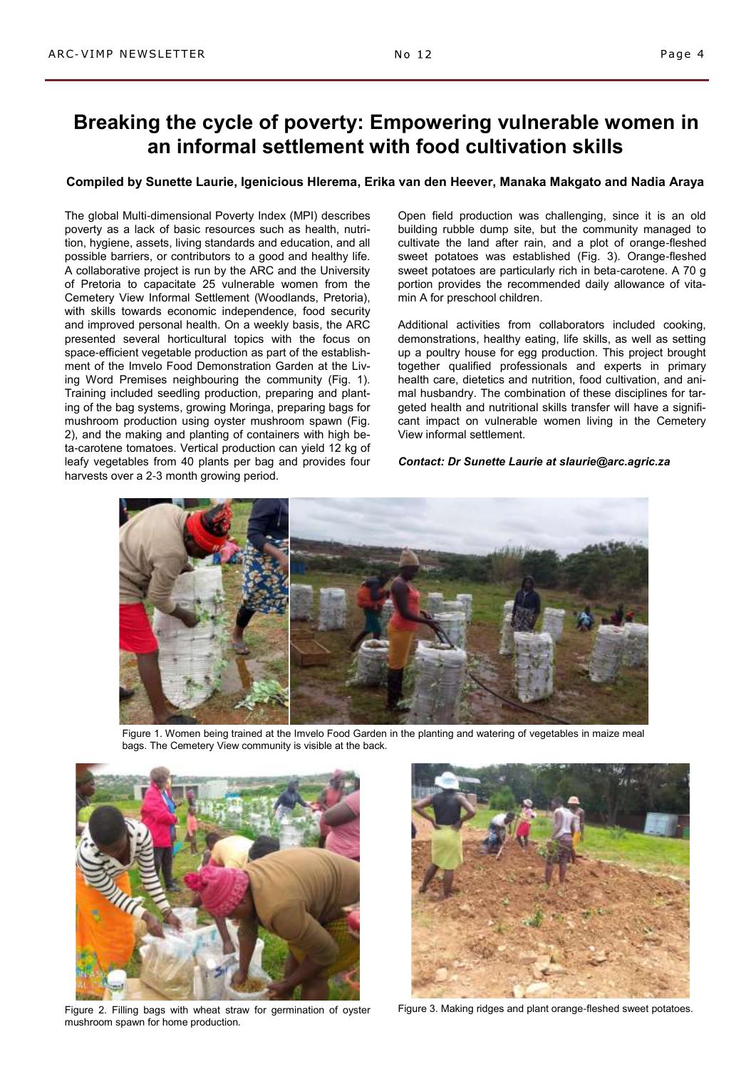# Breaking the cycle of poverty: Empowering vulnerable women in an informal settlement with food cultivation skills

**Compiled by Sunette Laurie, Igenicious Hlerema, Erika van den Heever, Manaka Makgato and Nadia Araya**

The global Multi-dimensional Poverty Index (MPI) describes poverty as a lack of basic resources such as health, nutrition, hygiene, assets, living standards and education, and all possible barriers, or contributors to a good and healthy life. A collaborative project is run by the ARC and the University of Pretoria to capacitate 25 vulnerable women from the Cemetery View Informal Settlement (Woodlands, Pretoria), with skills towards economic independence, food security and improved personal health. On a weekly basis, the ARC presented several horticultural topics with the focus on space-efficient vegetable production as part of the establishment of the Imvelo Food Demonstration Garden at the Living Word Premises neighbouring the community (Fig. 1). Training included seedling production, preparing and planting of the bag systems, growing Moringa, preparing bags for mushroom production using oyster mushroom spawn (Fig. 2), and the making and planting of containers with high beta-carotene tomatoes. Vertical production can yield 12 kg of leafy vegetables from 40 plants per bag and provides four harvests over a 2-3 month growing period.

Open field production was challenging, since it is an old building rubble dump site, but the community managed to cultivate the land after rain, and a plot of orange-fleshed sweet potatoes was established (Fig. 3). Orange-fleshed sweet potatoes are particularly rich in beta-carotene. A 70 g portion provides the recommended daily allowance of vitamin A for preschool children.

Additional activities from collaborators included cooking, demonstrations, healthy eating, life skills, as well as setting up a poultry house for egg production. This project brought together qualified professionals and experts in primary health care, dietetics and nutrition, food cultivation, and animal husbandry. The combination of these disciplines for targeted health and nutritional skills transfer will have a significant impact on vulnerable women living in the Cemetery View informal settlement.

***Contact: Dr Sunette Laurie at slaurie@arc.agric.za***

Figure 1. Women being trained at the Imvelo Food Garden in the planting and watering of vegetables in maize meal bags. The Cemetery View community is visible at the back.

Figure 2. Filling bags with wheat straw for germination of oyster mushroom spawn for home production.

Figure 3. Making ridges and plant orange-fleshed sweet potatoes.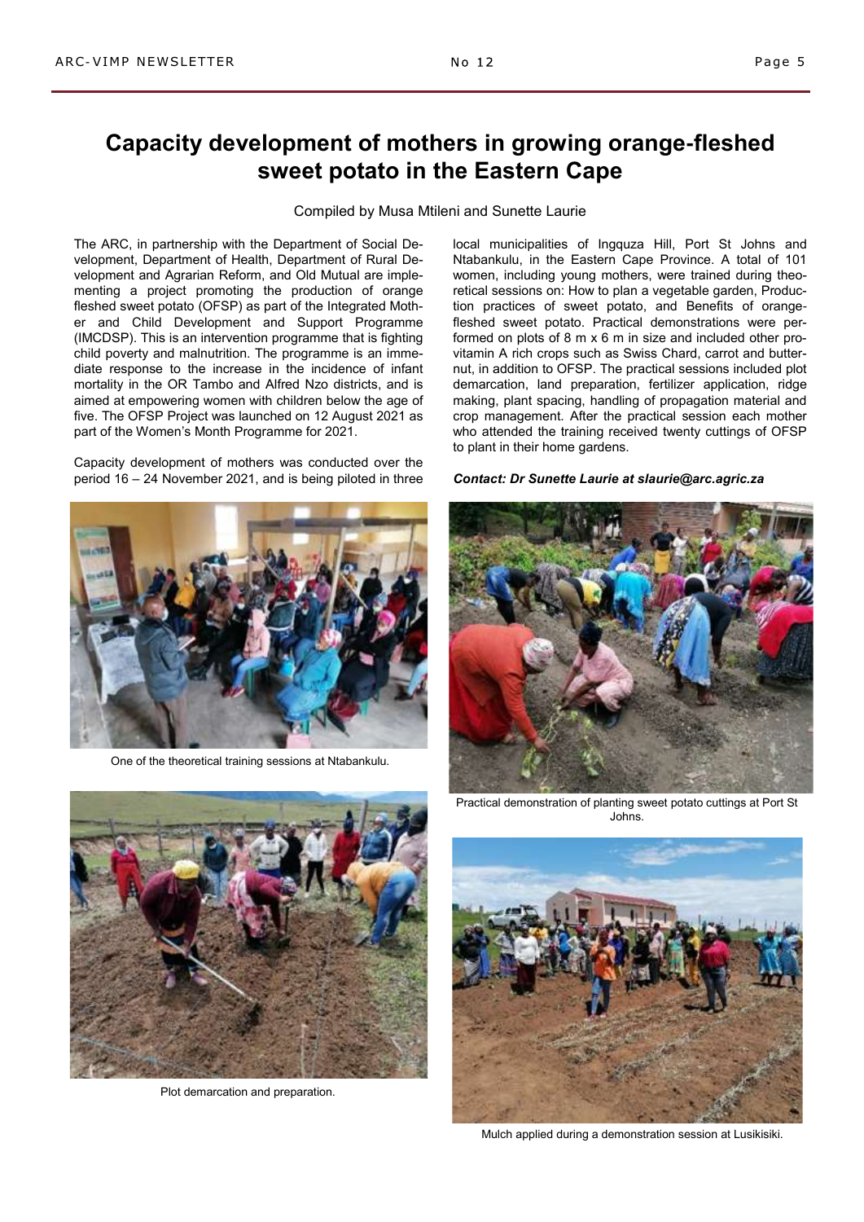# Capacity development of mothers in growing orange-fleshed sweet potato in the Eastern Cape

Compiled by Musa Mtileni and Sunette Laurie

The ARC, in partnership with the Department of Social Development, Department of Health, Department of Rural Development and Agrarian Reform, and Old Mutual are implementing a project promoting the production of orange fleshed sweet potato (OFSP) as part of the Integrated Mother and Child Development and Support Programme (IMCDSP). This is an intervention programme that is fighting child poverty and malnutrition. The programme is an immediate response to the increase in the incidence of infant mortality in the OR Tambo and Alfred Nzo districts, and is aimed at empowering women with children below the age of five. The OFSP Project was launched on 12 August 2021 as part of the Women's Month Programme for 2021.

Capacity development of mothers was conducted over the period 16 – 24 November 2021, and is being piloted in three local municipalities of Ingquza Hill, Port St Johns and Ntabankulu, in the Eastern Cape Province. A total of 101 women, including young mothers, were trained during theoretical sessions on: How to plan a vegetable garden, Production practices of sweet potato, and Benefits of orange-fleshed sweet potato. Practical demonstrations were performed on plots of 8 m x 6 m in size and included other pro-vitamin A rich crops such as Swiss Chard, carrot and butternut, in addition to OFSP. The practical sessions included plot demarcation, land preparation, fertilizer application, ridge making, plant spacing, handling of propagation material and crop management. After the practical session each mother who attended the training received twenty cuttings of OFSP to plant in their home gardens.

***Contact: Dr Sunette Laurie at slaurie@arc.agric.za***

One of the theoretical training sessions at Ntabankulu.

Practical demonstration of planting sweet potato cuttings at Port St Johns.

Plot demarcation and preparation.

Mulch applied during a demonstration session at Lusikisiki.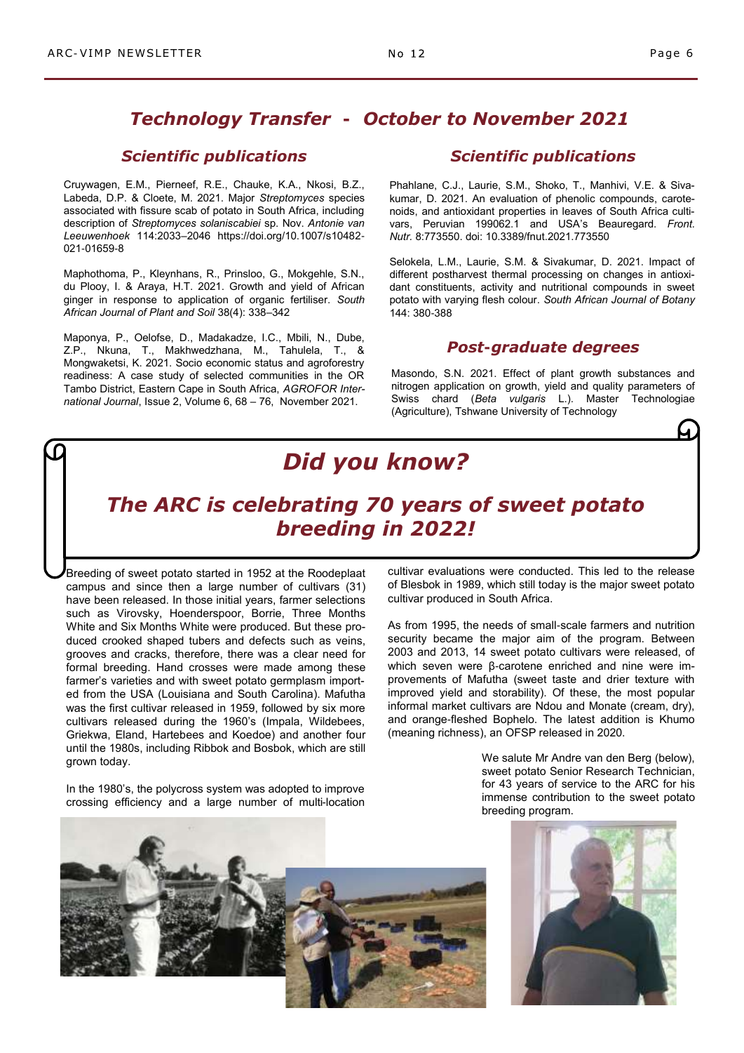# Technology Transfer - October to November 2021

## Scientific publications

Cruywagen, E.M., Pierneef, R.E., Chauke, K.A., Nkosi, B.Z., Labeda, D.P. & Cloete, M. 2021. Major *Streptomyces* species associated with fissure scab of potato in South Africa, including description of *Streptomyces solaniscabiei* sp. Nov. *Antonie van Leeuwenhoek* 114:2033–2046 https://doi.org/10.1007/s10482-021-01659-8

Maphothoma, P., Kleynhans, R., Prinsloo, G., Mokgehle, S.N., du Plooy, I. & Araya, H.T. 2021. Growth and yield of African ginger in response to application of organic fertiliser. *South African Journal of Plant and Soil* 38(4): 338–342

Maponya, P., Oelofse, D., Madakadze, I.C., Mbili, N., Dube, Z.P., Nkuna, T., Makhwedzhana, M., Tahulela, T., & Mongwaketsi, K. 2021. Socio economic status and agroforestry readiness: A case study of selected communities in the OR Tambo District, Eastern Cape in South Africa, *AGROFOR International Journal*, Issue 2, Volume 6, 68 – 76, November 2021.

Phahlane, C.J., Laurie, S.M., Shoko, T., Manhivi, V.E. & Sivakumar, D. 2021. An evaluation of phenolic compounds, carotenoids, and antioxidant properties in leaves of South Africa cultivars, Peruvian 199062.1 and USA's Beauregard. *Front. Nutr.* 8:773550. doi: 10.3389/fnut.2021.773550

Selokela, L.M., Laurie, S.M. & Sivakumar, D. 2021. Impact of different postharvest thermal processing on changes in antioxidant constituents, activity and nutritional compounds in sweet potato with varying flesh colour. *South African Journal of Botany* 144: 380-388

## Post-graduate degrees

Masondo, S.N. 2021. Effect of plant growth substances and nitrogen application on growth, yield and quality parameters of Swiss chard (*Beta vulgaris* L.). Master Technologiae (Agriculture), Tshwane University of Technology

# Did you know?

## The ARC is celebrating 70 years of sweet potato breeding in 2022!

Breeding of sweet potato started in 1952 at the Roodeplaat campus and since then a large number of cultivars (31) have been released. In those initial years, farmer selections such as Virovsky, Hoenderspoor, Borrie, Three Months White and Six Months White were produced. But these produced crooked shaped tubers and defects such as veins, grooves and cracks, therefore, there was a clear need for formal breeding. Hand crosses were made among these farmer's varieties and with sweet potato germplasm imported from the USA (Louisiana and South Carolina). Mafutha was the first cultivar released in 1959, followed by six more cultivars released during the 1960's (Impala, Wildebees, Griekwa, Eland, Hartebees and Koedoe) and another four until the 1980s, including Ribbok and Bosbok, which are still grown today.

In the 1980's, the polycross system was adopted to improve crossing efficiency and a large number of multi-location cultivar evaluations were conducted. This led to the release of Blesbok in 1989, which still today is the major sweet potato cultivar produced in South Africa.

As from 1995, the needs of small-scale farmers and nutrition security became the major aim of the program. Between 2003 and 2013, 14 sweet potato cultivars were released, of which seven were β-carotene enriched and nine were improvements of Mafutha (sweet taste and drier texture with improved yield and storability). Of these, the most popular informal market cultivars are Ndou and Monate (cream, dry), and orange-fleshed Bophelo. The latest addition is Khumo (meaning richness), an OFSP released in 2020.

We salute Mr Andre van den Berg (below), sweet potato Senior Research Technician, for 43 years of service to the ARC for his immense contribution to the sweet potato breeding program.